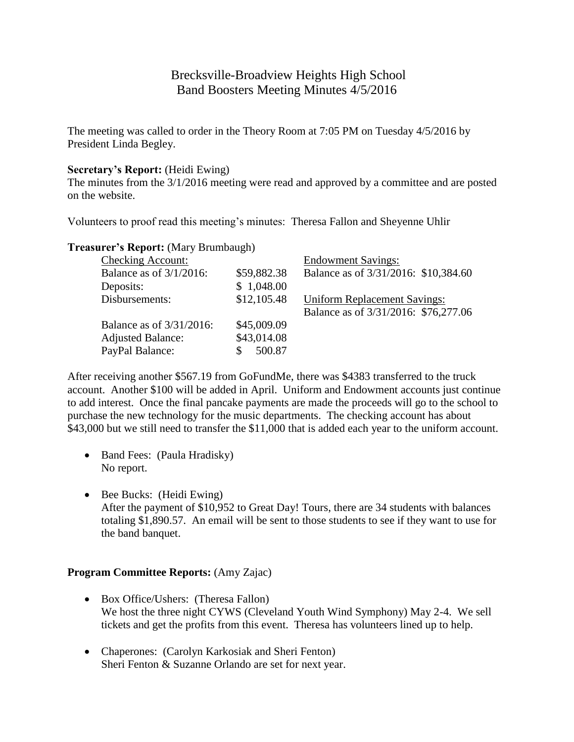# Brecksville-Broadview Heights High School
## Band Boosters Meeting Minutes 4/5/2016

The meeting was called to order in the Theory Room at 7:05 PM on Tuesday 4/5/2016 by President Linda Begley.

**Secretary's Report:** (Heidi Ewing)
The minutes from the 3/1/2016 meeting were read and approved by a committee and are posted on the website.

Volunteers to proof read this meeting's minutes: Theresa Fallon and Sheyenne Uhlir

**Treasurer's Report:** (Mary Brumbaugh)

| | | |
|---|---|---|
| Checking Account: | | Endowment Savings: |
| Balance as of 3/1/2016: | $59,882.38 | Balance as of 3/31/2016: $10,384.60 |
| Deposits: | $ 1,048.00 | |
| Disbursements: | $12,105.48 | Uniform Replacement Savings: |
| | | Balance as of 3/31/2016: $76,277.06 |
| Balance as of 3/31/2016: | $45,009.09 | |
| Adjusted Balance: | $43,014.08 | |
| PayPal Balance: | $ 500.87 | |

After receiving another $567.19 from GoFundMe, there was $4383 transferred to the truck account. Another $100 will be added in April. Uniform and Endowment accounts just continue to add interest. Once the final pancake payments are made the proceeds will go to the school to purchase the new technology for the music departments. The checking account has about $43,000 but we still need to transfer the $11,000 that is added each year to the uniform account.

- Band Fees: (Paula Hradisky)
  No report.

- Bee Bucks: (Heidi Ewing)
  After the payment of $10,952 to Great Day! Tours, there are 34 students with balances totaling $1,890.57. An email will be sent to those students to see if they want to use for the band banquet.

**Program Committee Reports:** (Amy Zajac)

- Box Office/Ushers: (Theresa Fallon)
  We host the three night CYWS (Cleveland Youth Wind Symphony) May 2-4. We sell tickets and get the profits from this event. Theresa has volunteers lined up to help.

- Chaperones: (Carolyn Karkosiak and Sheri Fenton)
  Sheri Fenton & Suzanne Orlando are set for next year.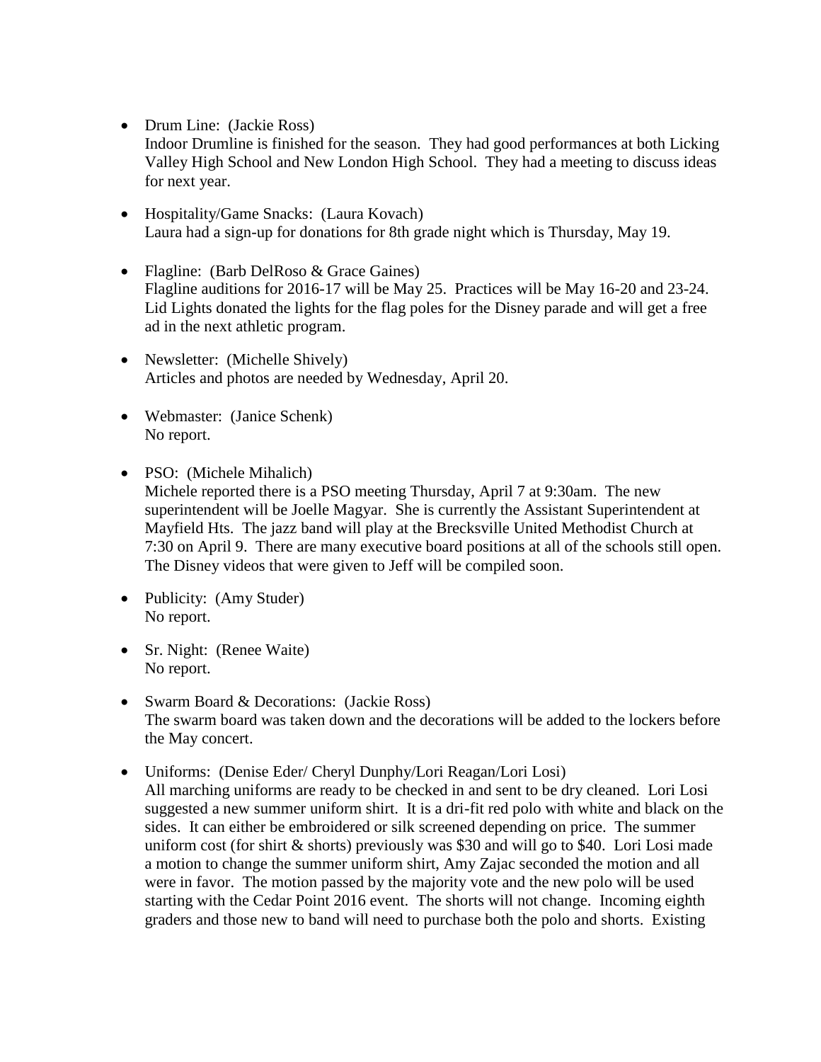- Drum Line: (Jackie Ross)
  Indoor Drumline is finished for the season. They had good performances at both Licking Valley High School and New London High School. They had a meeting to discuss ideas for next year.

- Hospitality/Game Snacks: (Laura Kovach)
  Laura had a sign-up for donations for 8th grade night which is Thursday, May 19.

- Flagline: (Barb DelRoso & Grace Gaines)
  Flagline auditions for 2016-17 will be May 25. Practices will be May 16-20 and 23-24. Lid Lights donated the lights for the flag poles for the Disney parade and will get a free ad in the next athletic program.

- Newsletter: (Michelle Shively)
  Articles and photos are needed by Wednesday, April 20.

- Webmaster: (Janice Schenk)
  No report.

- PSO: (Michele Mihalich)
  Michele reported there is a PSO meeting Thursday, April 7 at 9:30am. The new superintendent will be Joelle Magyar. She is currently the Assistant Superintendent at Mayfield Hts. The jazz band will play at the Brecksville United Methodist Church at 7:30 on April 9. There are many executive board positions at all of the schools still open. The Disney videos that were given to Jeff will be compiled soon.

- Publicity: (Amy Studer)
  No report.

- Sr. Night: (Renee Waite)
  No report.

- Swarm Board & Decorations: (Jackie Ross)
  The swarm board was taken down and the decorations will be added to the lockers before the May concert.

- Uniforms: (Denise Eder/ Cheryl Dunphy/Lori Reagan/Lori Losi)
  All marching uniforms are ready to be checked in and sent to be dry cleaned. Lori Losi suggested a new summer uniform shirt. It is a dri-fit red polo with white and black on the sides. It can either be embroidered or silk screened depending on price. The summer uniform cost (for shirt & shorts) previously was $30 and will go to $40. Lori Losi made a motion to change the summer uniform shirt, Amy Zajac seconded the motion and all were in favor. The motion passed by the majority vote and the new polo will be used starting with the Cedar Point 2016 event. The shorts will not change. Incoming eighth graders and those new to band will need to purchase both the polo and shorts. Existing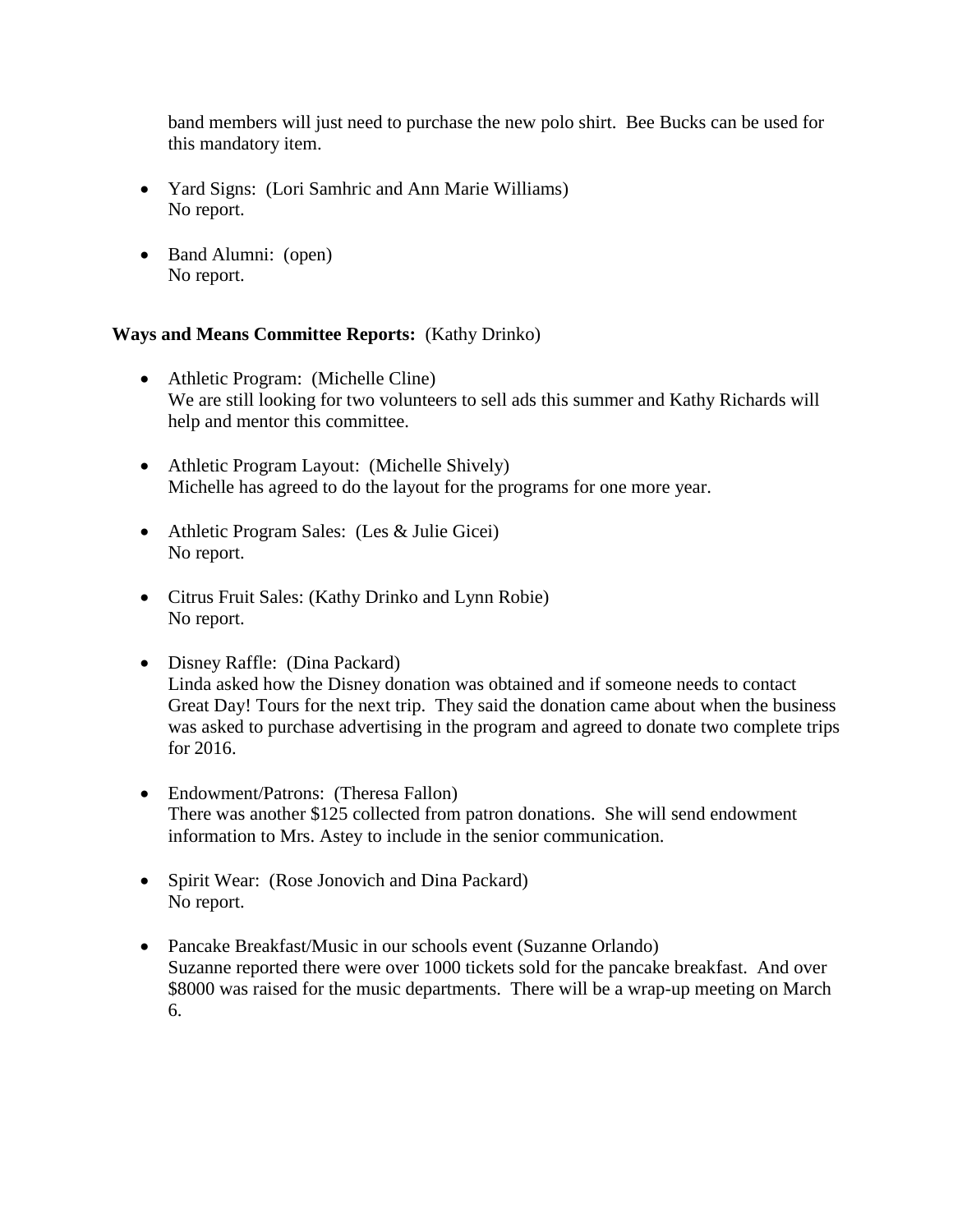band members will just need to purchase the new polo shirt. Bee Bucks can be used for this mandatory item.

- Yard Signs: (Lori Samhric and Ann Marie Williams)
  No report.

- Band Alumni: (open)
  No report.

**Ways and Means Committee Reports:** (Kathy Drinko)

- Athletic Program: (Michelle Cline)
  We are still looking for two volunteers to sell ads this summer and Kathy Richards will help and mentor this committee.

- Athletic Program Layout: (Michelle Shively)
  Michelle has agreed to do the layout for the programs for one more year.

- Athletic Program Sales: (Les & Julie Gicei)
  No report.

- Citrus Fruit Sales: (Kathy Drinko and Lynn Robie)
  No report.

- Disney Raffle: (Dina Packard)
  Linda asked how the Disney donation was obtained and if someone needs to contact Great Day! Tours for the next trip. They said the donation came about when the business was asked to purchase advertising in the program and agreed to donate two complete trips for 2016.

- Endowment/Patrons: (Theresa Fallon)
  There was another $125 collected from patron donations. She will send endowment information to Mrs. Astey to include in the senior communication.

- Spirit Wear: (Rose Jonovich and Dina Packard)
  No report.

- Pancake Breakfast/Music in our schools event (Suzanne Orlando)
  Suzanne reported there were over 1000 tickets sold for the pancake breakfast. And over $8000 was raised for the music departments. There will be a wrap-up meeting on March 6.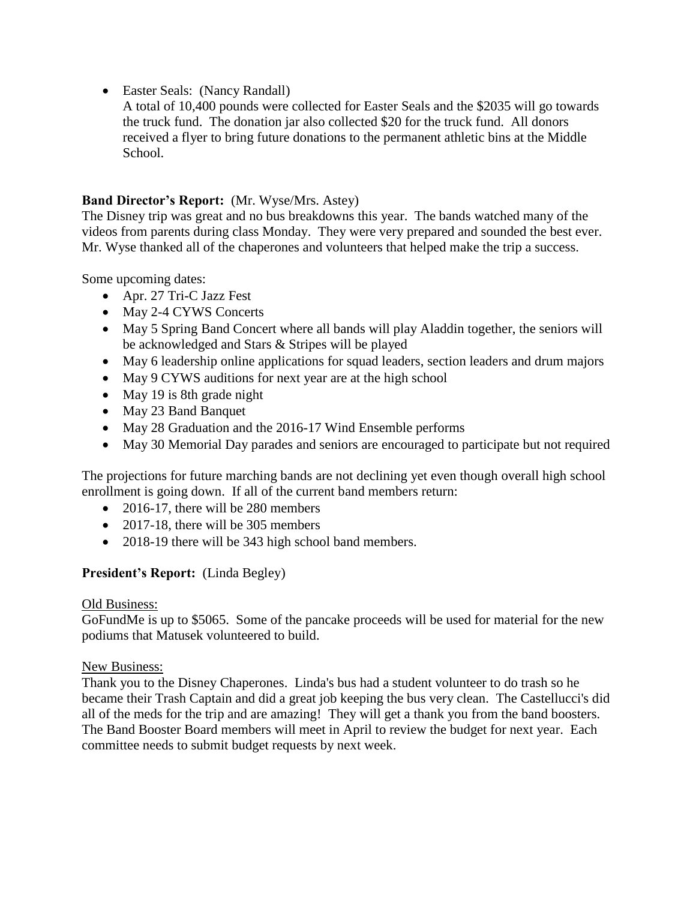- Easter Seals: (Nancy Randall)
  A total of 10,400 pounds were collected for Easter Seals and the $2035 will go towards the truck fund. The donation jar also collected $20 for the truck fund. All donors received a flyer to bring future donations to the permanent athletic bins at the Middle School.

**Band Director's Report:** (Mr. Wyse/Mrs. Astey)
The Disney trip was great and no bus breakdowns this year. The bands watched many of the videos from parents during class Monday. They were very prepared and sounded the best ever. Mr. Wyse thanked all of the chaperones and volunteers that helped make the trip a success.

Some upcoming dates:

- Apr. 27 Tri-C Jazz Fest
- May 2-4 CYWS Concerts
- May 5 Spring Band Concert where all bands will play Aladdin together, the seniors will be acknowledged and Stars & Stripes will be played
- May 6 leadership online applications for squad leaders, section leaders and drum majors
- May 9 CYWS auditions for next year are at the high school
- May 19 is 8th grade night
- May 23 Band Banquet
- May 28 Graduation and the 2016-17 Wind Ensemble performs
- May 30 Memorial Day parades and seniors are encouraged to participate but not required

The projections for future marching bands are not declining yet even though overall high school enrollment is going down. If all of the current band members return:

- 2016-17, there will be 280 members
- 2017-18, there will be 305 members
- 2018-19 there will be 343 high school band members.

**President's Report:** (Linda Begley)

Old Business:
GoFundMe is up to $5065. Some of the pancake proceeds will be used for material for the new podiums that Matusek volunteered to build.

New Business:
Thank you to the Disney Chaperones. Linda's bus had a student volunteer to do trash so he became their Trash Captain and did a great job keeping the bus very clean. The Castellucci's did all of the meds for the trip and are amazing! They will get a thank you from the band boosters. The Band Booster Board members will meet in April to review the budget for next year. Each committee needs to submit budget requests by next week.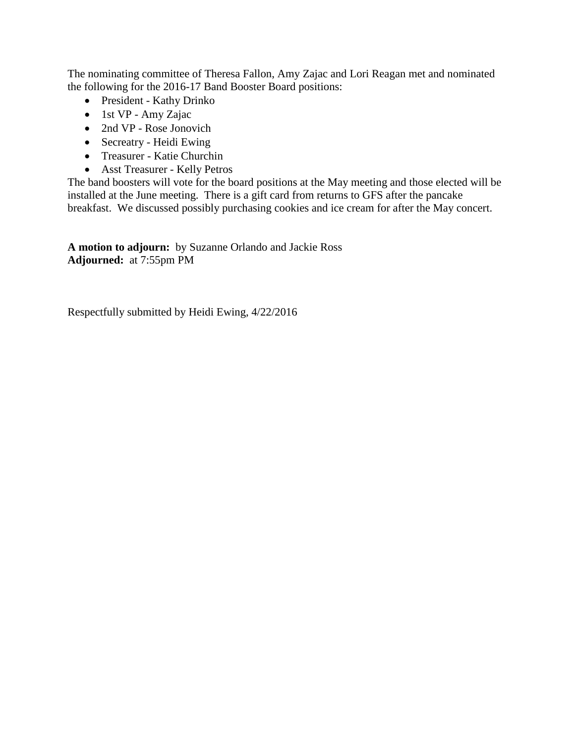The nominating committee of Theresa Fallon, Amy Zajac and Lori Reagan met and nominated the following for the 2016-17 Band Booster Board positions:

- President - Kathy Drinko
- 1st VP - Amy Zajac
- 2nd VP - Rose Jonovich
- Secreatry - Heidi Ewing
- Treasurer - Katie Churchin
- Asst Treasurer - Kelly Petros

The band boosters will vote for the board positions at the May meeting and those elected will be installed at the June meeting. There is a gift card from returns to GFS after the pancake breakfast. We discussed possibly purchasing cookies and ice cream for after the May concert.

**A motion to adjourn:** by Suzanne Orlando and Jackie Ross
**Adjourned:** at 7:55pm PM

Respectfully submitted by Heidi Ewing, 4/22/2016